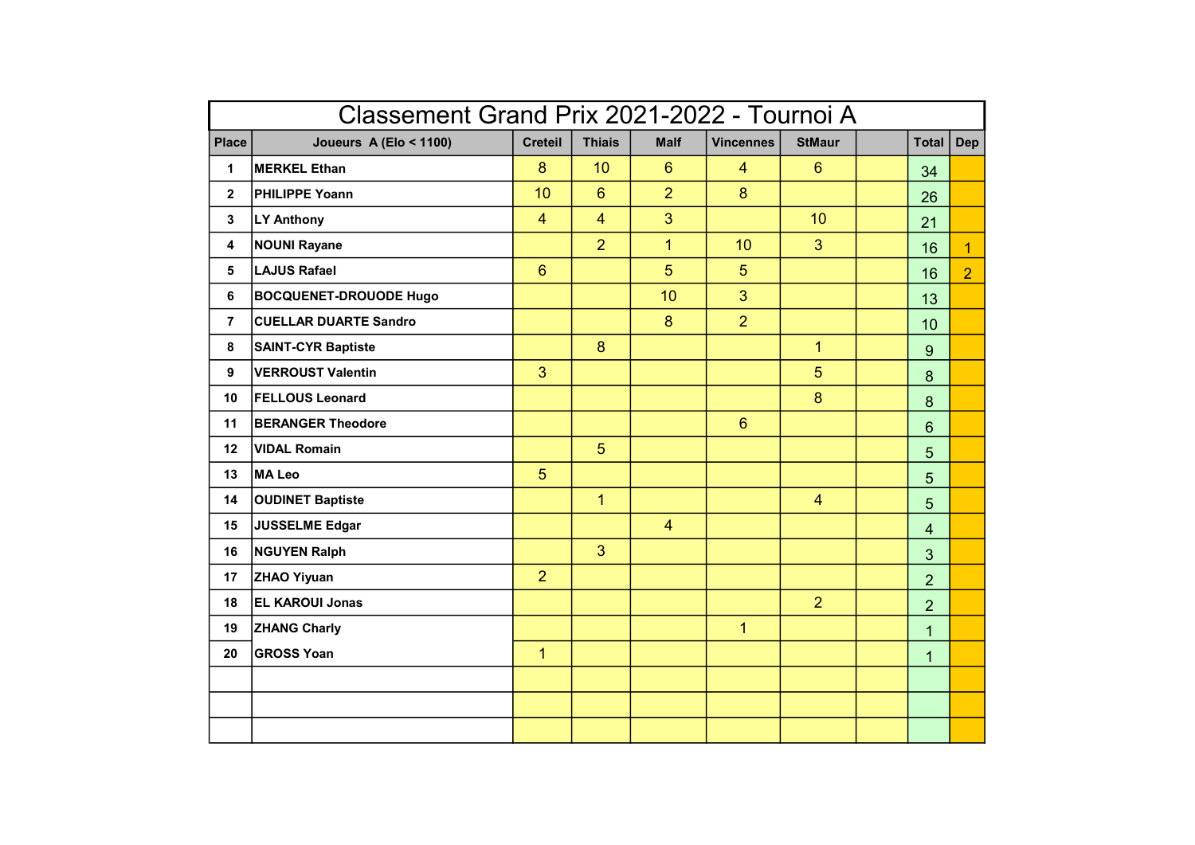# Classement Grand Prix 2021-2022 - Tournoi A

| Place | Joueurs A (Elo < 1100) | Creteil | Thiais | Malf | Vincennes | StMaur | | Total | Dep |
|---|---|---|---|---|---|---|---|---|---|
| 1 | MERKEL Ethan | 8 | 10 | 6 | 4 | 6 | | 34 | |
| 2 | PHILIPPE Yoann | 10 | 6 | 2 | 8 | | | 26 | |
| 3 | LY Anthony | 4 | 4 | 3 | | 10 | | 21 | |
| 4 | NOUNI Rayane | | 2 | 1 | 10 | 3 | | 16 | 1 |
| 5 | LAJUS Rafael | 6 | | 5 | 5 | | | 16 | 2 |
| 6 | BOCQUENET-DROUODE Hugo | | | 10 | 3 | | | 13 | |
| 7 | CUELLAR DUARTE Sandro | | | 8 | 2 | | | 10 | |
| 8 | SAINT-CYR Baptiste | | 8 | | | 1 | | 9 | |
| 9 | VERROUST Valentin | 3 | | | | 5 | | 8 | |
| 10 | FELLOUS Leonard | | | | | 8 | | 8 | |
| 11 | BERANGER Theodore | | | | 6 | | | 6 | |
| 12 | VIDAL Romain | | 5 | | | | | 5 | |
| 13 | MA Leo | 5 | | | | | | 5 | |
| 14 | OUDINET Baptiste | | 1 | | | 4 | | 5 | |
| 15 | JUSSELME Edgar | | | 4 | | | | 4 | |
| 16 | NGUYEN Ralph | | 3 | | | | | 3 | |
| 17 | ZHAO Yiyuan | 2 | | | | | | 2 | |
| 18 | EL KAROUI Jonas | | | | | 2 | | 2 | |
| 19 | ZHANG Charly | | | | 1 | | | 1 | |
| 20 | GROSS Yoan | 1 | | | | | | 1 | |
| | | | | | | | | | |
| | | | | | | | | | |
| | | | | | | | | | |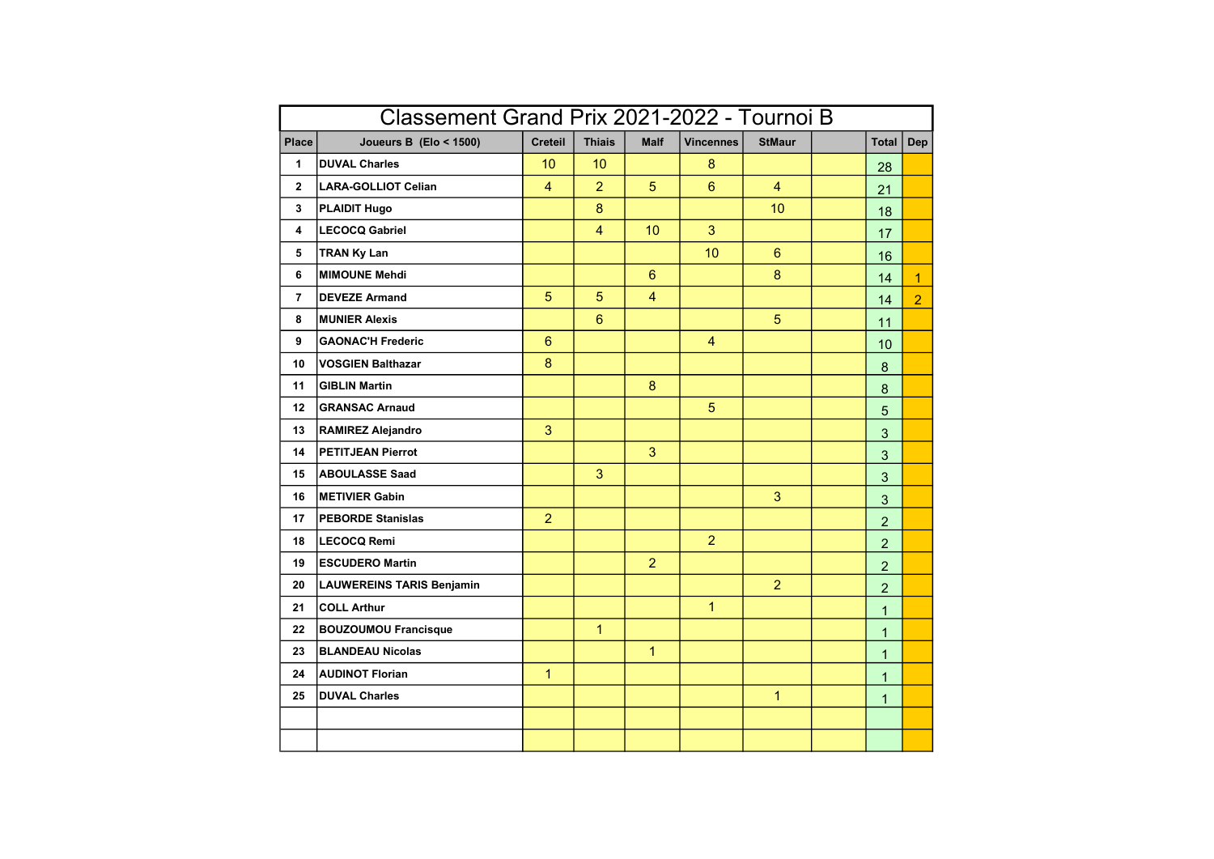# Classement Grand Prix 2021-2022 - Tournoi B

| Place | Joueurs B (Elo < 1500) | Creteil | Thiais | Malf | Vincennes | StMaur | | Total | Dep |
|---|---|---|---|---|---|---|---|---|---|
| 1 | DUVAL Charles | 10 | 10 | | 8 | | | 28 | |
| 2 | LARA-GOLLIOT Celian | 4 | 2 | 5 | 6 | 4 | | 21 | |
| 3 | PLAIDIT Hugo | | 8 | | | 10 | | 18 | |
| 4 | LECOCQ Gabriel | | 4 | 10 | 3 | | | 17 | |
| 5 | TRAN Ky Lan | | | | 10 | 6 | | 16 | |
| 6 | MIMOUNE Mehdi | | | 6 | | 8 | | 14 | 1 |
| 7 | DEVEZE Armand | 5 | 5 | 4 | | | | 14 | 2 |
| 8 | MUNIER Alexis | | 6 | | | 5 | | 11 | |
| 9 | GAONAC'H Frederic | 6 | | | 4 | | | 10 | |
| 10 | VOSGIEN Balthazar | 8 | | | | | | 8 | |
| 11 | GIBLIN Martin | | | 8 | | | | 8 | |
| 12 | GRANSAC Arnaud | | | | 5 | | | 5 | |
| 13 | RAMIREZ Alejandro | 3 | | | | | | 3 | |
| 14 | PETITJEAN Pierrot | | | 3 | | | | 3 | |
| 15 | ABOULASSE Saad | | 3 | | | | | 3 | |
| 16 | METIVIER Gabin | | | | | 3 | | 3 | |
| 17 | PEBORDE Stanislas | 2 | | | | | | 2 | |
| 18 | LECOCQ Remi | | | | 2 | | | 2 | |
| 19 | ESCUDERO Martin | | | 2 | | | | 2 | |
| 20 | LAUWEREINS TARIS Benjamin | | | | | 2 | | 2 | |
| 21 | COLL Arthur | | | | 1 | | | 1 | |
| 22 | BOUZOUMOU Francisque | | 1 | | | | | 1 | |
| 23 | BLANDEAU Nicolas | | | 1 | | | | 1 | |
| 24 | AUDINOT Florian | 1 | | | | | | 1 | |
| 25 | DUVAL Charles | | | | | 1 | | 1 | |
| | | | | | | | | | |
| | | | | | | | | | |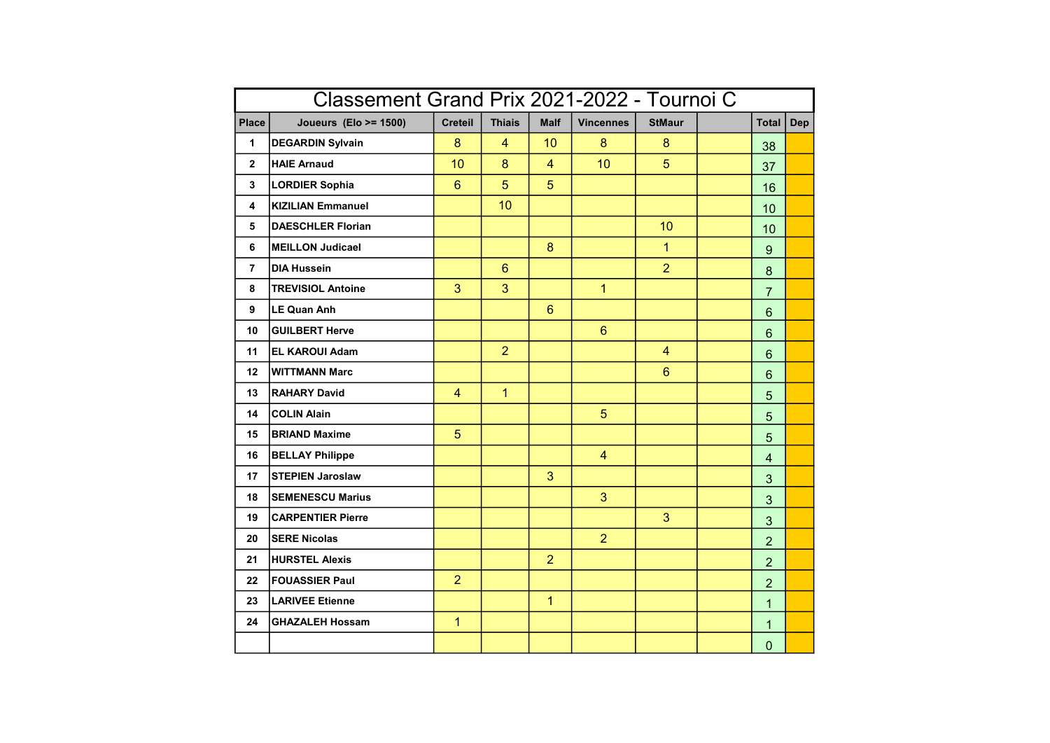# Classement Grand Prix 2021-2022 - Tournoi C

| Place | Joueurs (Elo >= 1500) | Creteil | Thiais | Malf | Vincennes | StMaur | | Total | Dep |
|---|---|---|---|---|---|---|---|---|---|
| 1 | DEGARDIN Sylvain | 8 | 4 | 10 | 8 | 8 | | 38 | |
| 2 | HAIE Arnaud | 10 | 8 | 4 | 10 | 5 | | 37 | |
| 3 | LORDIER Sophia | 6 | 5 | 5 | | | | 16 | |
| 4 | KIZILIAN Emmanuel | | 10 | | | | | 10 | |
| 5 | DAESCHLER Florian | | | | | 10 | | 10 | |
| 6 | MEILLON Judicael | | | 8 | | 1 | | 9 | |
| 7 | DIA Hussein | | 6 | | | 2 | | 8 | |
| 8 | TREVISIOL Antoine | 3 | 3 | | 1 | | | 7 | |
| 9 | LE Quan Anh | | | 6 | | | | 6 | |
| 10 | GUILBERT Herve | | | | 6 | | | 6 | |
| 11 | EL KAROUI Adam | | 2 | | | 4 | | 6 | |
| 12 | WITTMANN Marc | | | | | 6 | | 6 | |
| 13 | RAHARY David | 4 | 1 | | | | | 5 | |
| 14 | COLIN Alain | | | | 5 | | | 5 | |
| 15 | BRIAND Maxime | 5 | | | | | | 5 | |
| 16 | BELLAY Philippe | | | | 4 | | | 4 | |
| 17 | STEPIEN Jaroslaw | | | 3 | | | | 3 | |
| 18 | SEMENESCU Marius | | | | 3 | | | 3 | |
| 19 | CARPENTIER Pierre | | | | | 3 | | 3 | |
| 20 | SERE Nicolas | | | | 2 | | | 2 | |
| 21 | HURSTEL Alexis | | | 2 | | | | 2 | |
| 22 | FOUASSIER Paul | 2 | | | | | | 2 | |
| 23 | LARIVEE Etienne | | | 1 | | | | 1 | |
| 24 | GHAZALEH Hossam | 1 | | | | | | 1 | |
| | | | | | | | | 0 | |